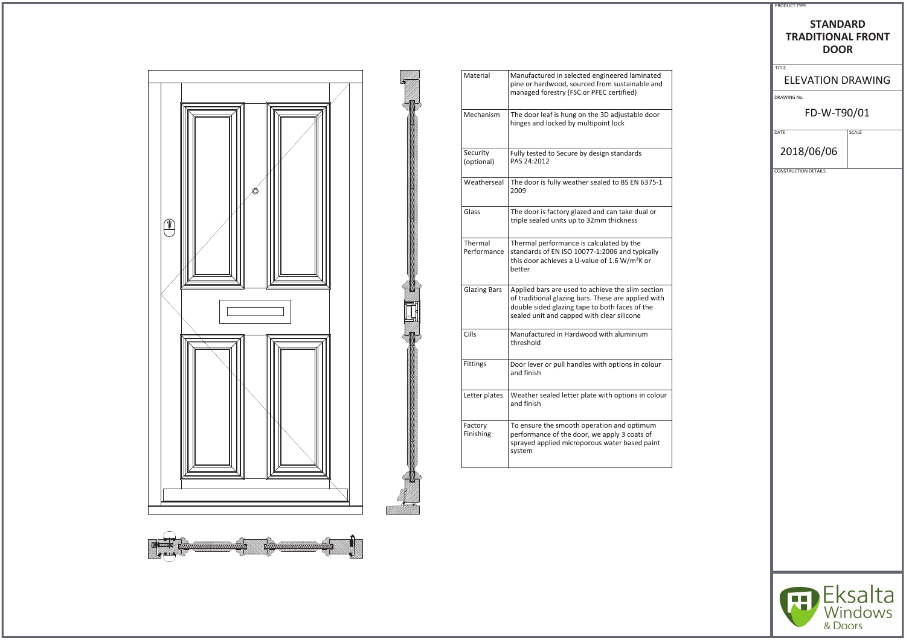| Material | Manufactured in selected engineered laminated pine or hardwood, sourced from sustainable and managed forestry (FSC or PFEC certified) |
|---|---|
| Mechanism | The door leaf is hung on the 3D adjustable door hinges and locked by multipoint lock |
| Security (optional) | Fully tested to Secure by design standards PAS 24:2012 |
| Weatherseal | The door is fully weather sealed to BS EN 6375-1 2009 |
| Glass | The door is factory glazed and can take dual or triple sealed units up to 32mm thickness |
| Thermal Performance | Thermal performance is calculated by the standards of EN ISO 10077-1:2006 and typically this door achieves a U-value of 1.6 W/m²K or better |
| Glazing Bars | Applied bars are used to achieve the slim section of traditional glazing bars. These are applied with double sided glazing tape to both faces of the sealed unit and capped with clear silicone |
| Cills | Manufactured in Hardwood with aluminium threshold |
| Fittings | Door lever or pull handles with options in colour and finish |
| Letter plates | Weather sealed letter plate with options in colour and finish |
| Factory Finishing | To ensure the smooth operation and optimum performance of the door, we apply 3 coats of sprayed applied microporous water based paint system |

PRODUCT TYPE

# STANDARD TRADITIONAL FRONT DOOR

TITLE

## ELEVATION DRAWING

DRAWING No.

FD-W-T90/01

| DATE | SCALE |
|---|---|
| 2018/06/06 | |

CONSTRUCTION DETAILS

Eksalta Windows & Doors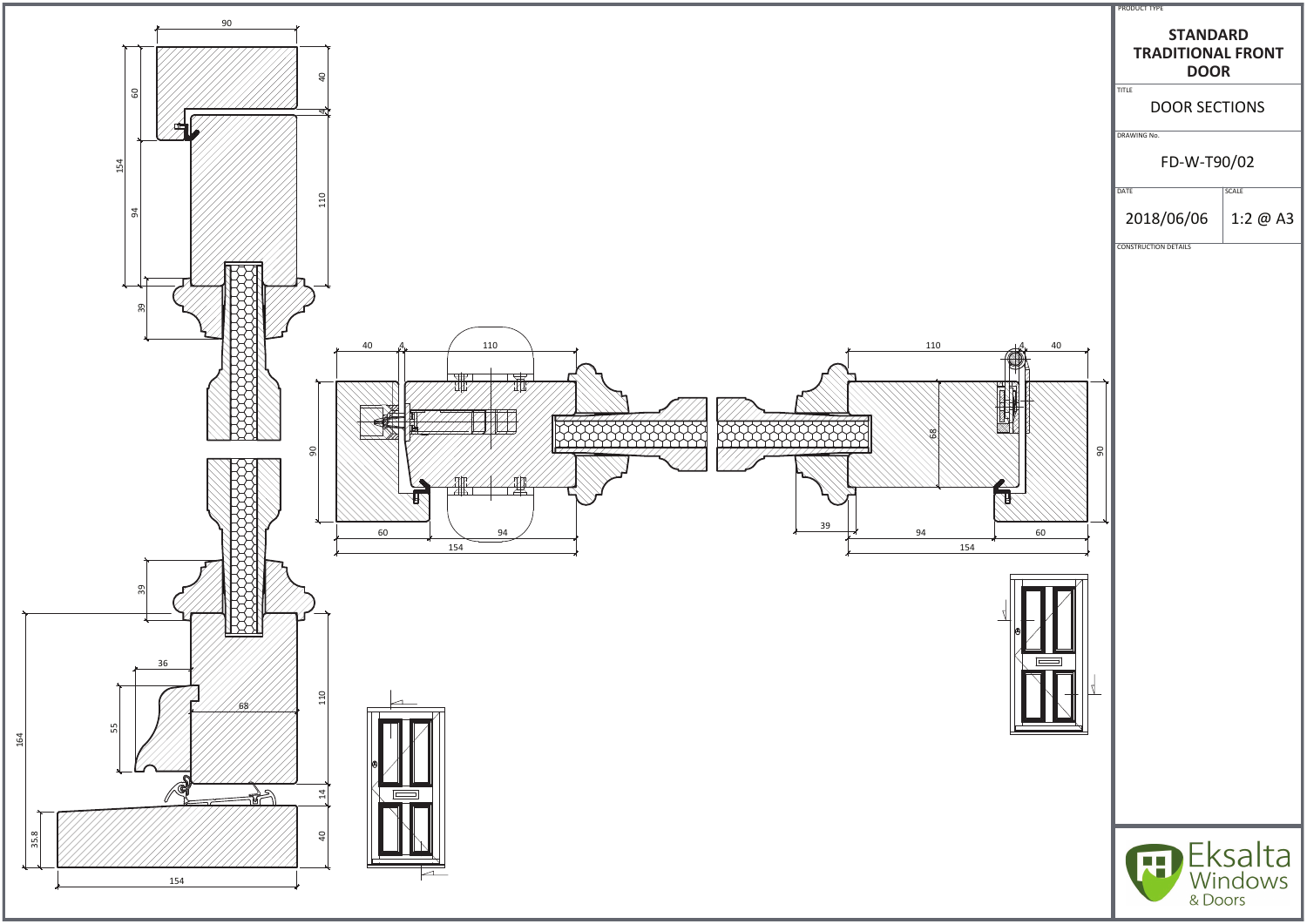PRODUCT TYPE

**STANDARD TRADITIONAL FRONT DOOR**

TITLE

DOOR SECTIONS

DRAWING No.

FD-W-T90/02

| DATE | SCALE |
| --- | --- |
| 2018/06/06 | 1:2 @ A3 |

CONSTRUCTION DETAILS

Eksalta Windows & Doors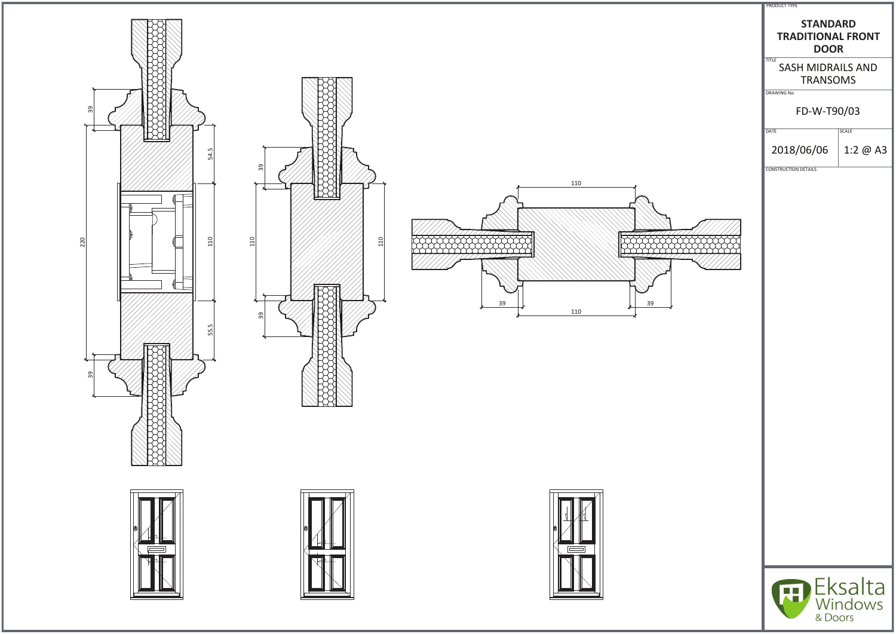PRODUCT TYPE

**STANDARD TRADITIONAL FRONT DOOR**

TITLE

SASH MIDRAILS AND TRANSOMS

DRAWING No.

FD-W-T90/03

| DATE | SCALE |
| --- | --- |
| 2018/06/06 | 1:2 @ A3 |

CONSTRUCTION DETAILS

39

220

54.5

110

55.5

39

39

110

110

39

110

39

110

39

Eksalta Windows & Doors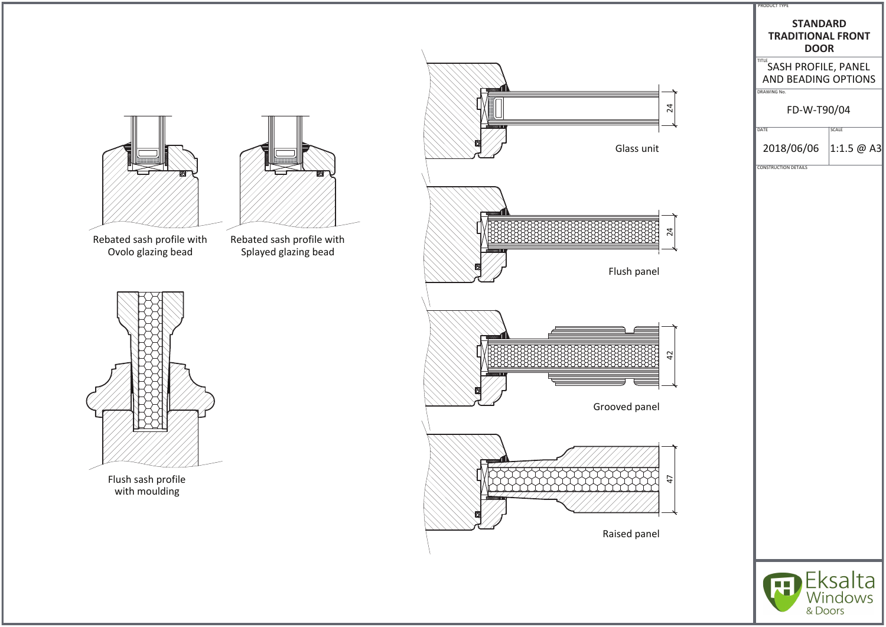PRODUCT TYPE

**STANDARD TRADITIONAL FRONT DOOR**

TITLE

SASH PROFILE, PANEL AND BEADING OPTIONS

DRAWING No.

FD-W-T90/04

| DATE | SCALE |
|---|---|
| 2018/06/06 | 1:1.5 @ A3 |

CONSTRUCTION DETAILS

Rebated sash profile with Ovolo glazing bead

Rebated sash profile with Splayed glazing bead

Flush sash profile with moulding

24

Glass unit

24

Flush panel

42

Grooved panel

47

Raised panel

Eksalta Windows & Doors